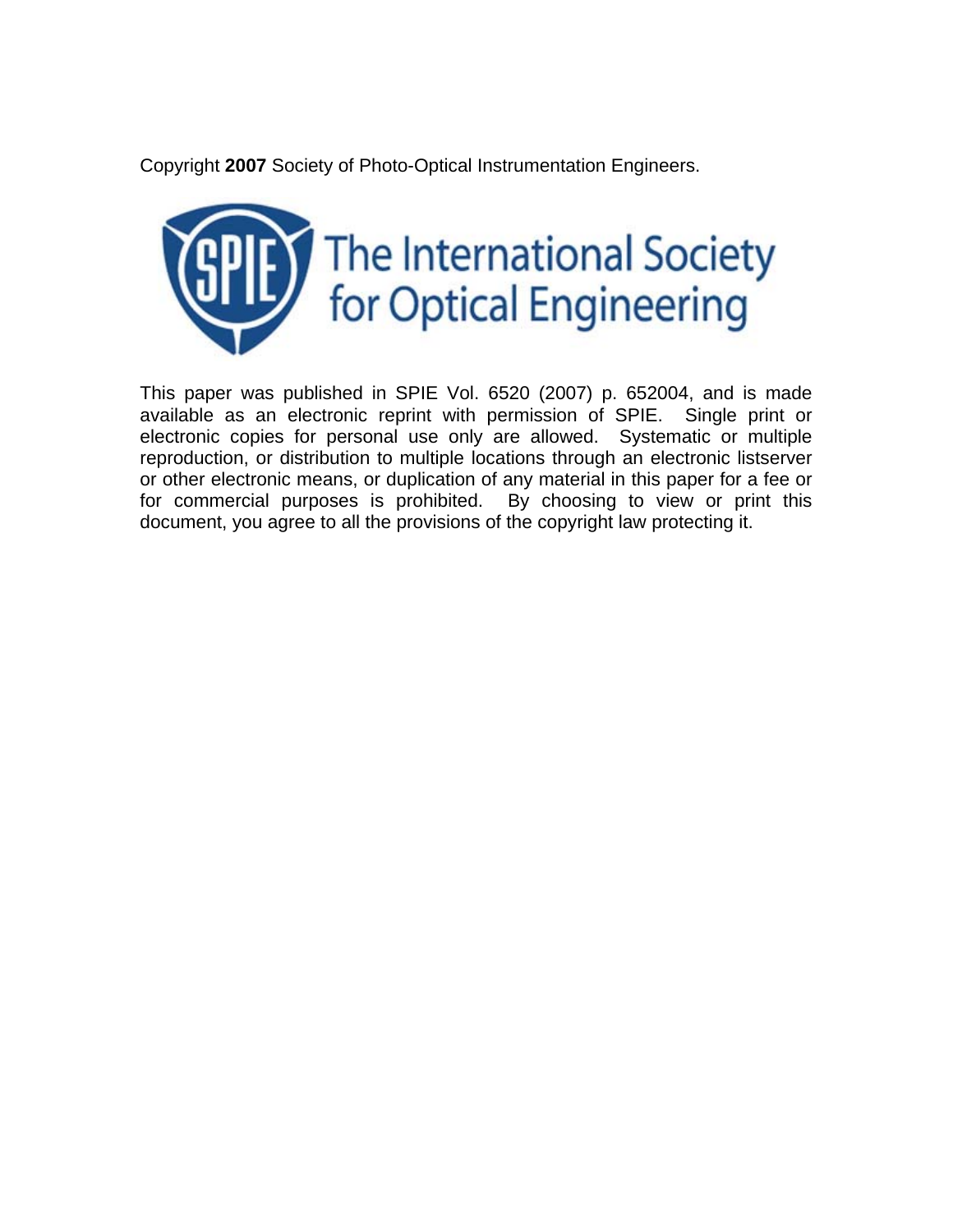Copyright **2007** Society of Photo-Optical Instrumentation Engineers.

The International Society for Optical Engineering

This paper was published in SPIE Vol. 6520 (2007) p. 652004, and is made available as an electronic reprint with permission of SPIE. Single print or electronic copies for personal use only are allowed. Systematic or multiple reproduction, or distribution to multiple locations through an electronic listserver or other electronic means, or duplication of any material in this paper for a fee or for commercial purposes is prohibited. By choosing to view or print this document, you agree to all the provisions of the copyright law protecting it.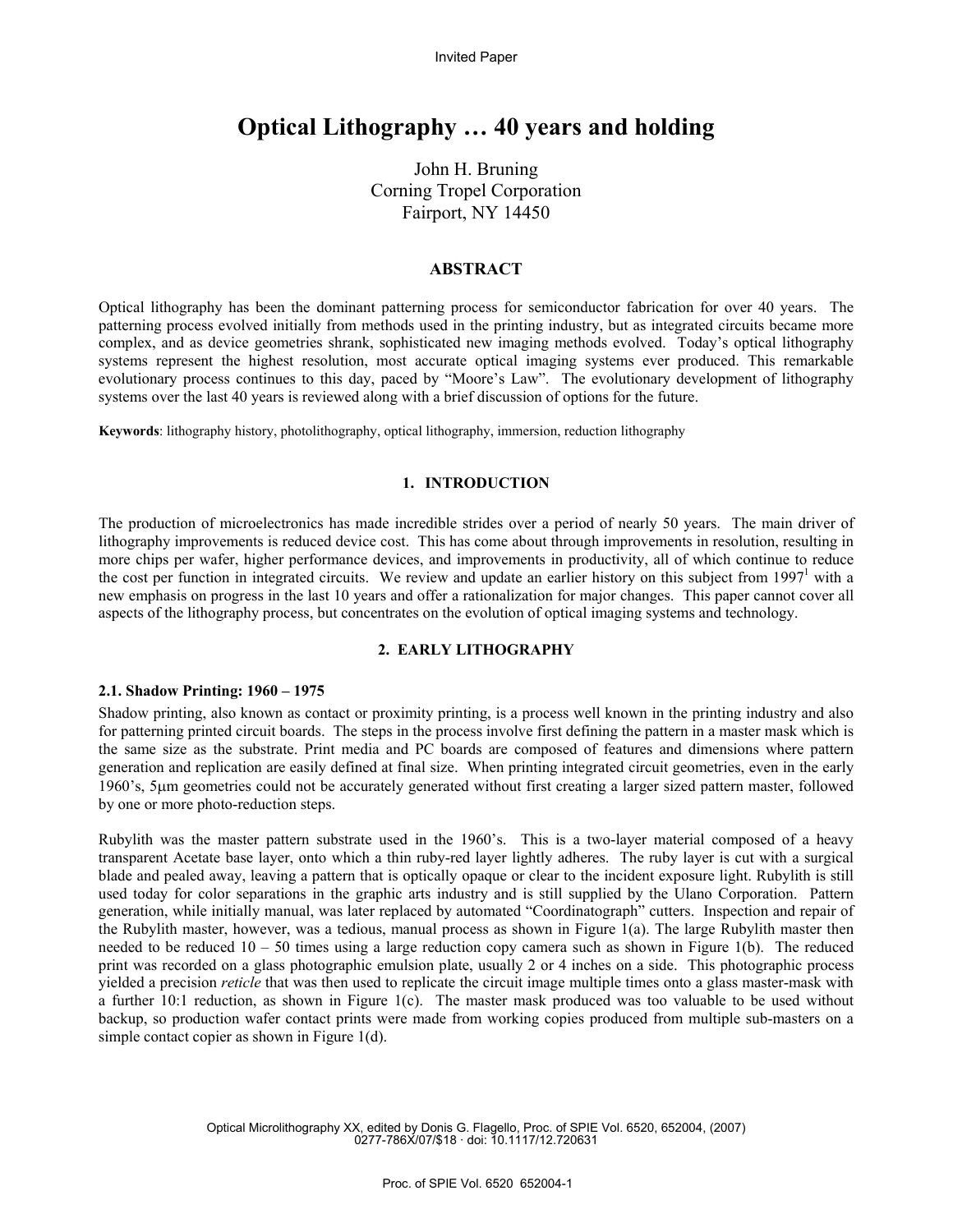Invited Paper

# Optical Lithography … 40 years and holding

John H. Bruning
Corning Tropel Corporation
Fairport, NY 14450

## ABSTRACT

Optical lithography has been the dominant patterning process for semiconductor fabrication for over 40 years. The patterning process evolved initially from methods used in the printing industry, but as integrated circuits became more complex, and as device geometries shrank, sophisticated new imaging methods evolved. Today's optical lithography systems represent the highest resolution, most accurate optical imaging systems ever produced. This remarkable evolutionary process continues to this day, paced by "Moore's Law". The evolutionary development of lithography systems over the last 40 years is reviewed along with a brief discussion of options for the future.

**Keywords**: lithography history, photolithography, optical lithography, immersion, reduction lithography

## 1. INTRODUCTION

The production of microelectronics has made incredible strides over a period of nearly 50 years. The main driver of lithography improvements is reduced device cost. This has come about through improvements in resolution, resulting in more chips per wafer, higher performance devices, and improvements in productivity, all of which continue to reduce the cost per function in integrated circuits. We review and update an earlier history on this subject from 1997[1] with a new emphasis on progress in the last 10 years and offer a rationalization for major changes. This paper cannot cover all aspects of the lithography process, but concentrates on the evolution of optical imaging systems and technology.

## 2. EARLY LITHOGRAPHY

### 2.1. Shadow Printing: 1960 – 1975

Shadow printing, also known as contact or proximity printing, is a process well known in the printing industry and also for patterning printed circuit boards. The steps in the process involve first defining the pattern in a master mask which is the same size as the substrate. Print media and PC boards are composed of features and dimensions where pattern generation and replication are easily defined at final size. When printing integrated circuit geometries, even in the early 1960's, 5μm geometries could not be accurately generated without first creating a larger sized pattern master, followed by one or more photo-reduction steps.

Rubylith was the master pattern substrate used in the 1960's. This is a two-layer material composed of a heavy transparent Acetate base layer, onto which a thin ruby-red layer lightly adheres. The ruby layer is cut with a surgical blade and pealed away, leaving a pattern that is optically opaque or clear to the incident exposure light. Rubylith is still used today for color separations in the graphic arts industry and is still supplied by the Ulano Corporation. Pattern generation, while initially manual, was later replaced by automated "Coordinatograph" cutters. Inspection and repair of the Rubylith master, however, was a tedious, manual process as shown in Figure 1(a). The large Rubylith master then needed to be reduced 10 – 50 times using a large reduction copy camera such as shown in Figure 1(b). The reduced print was recorded on a glass photographic emulsion plate, usually 2 or 4 inches on a side. This photographic process yielded a precision *reticle* that was then used to replicate the circuit image multiple times onto a glass master-mask with a further 10:1 reduction, as shown in Figure 1(c). The master mask produced was too valuable to be used without backup, so production wafer contact prints were made from working copies produced from multiple sub-masters on a simple contact copier as shown in Figure 1(d).

Optical Microlithography XX, edited by Donis G. Flagello, Proc. of SPIE Vol. 6520, 652004, (2007)
0277-786X/07/$18 · doi: 10.1117/12.720631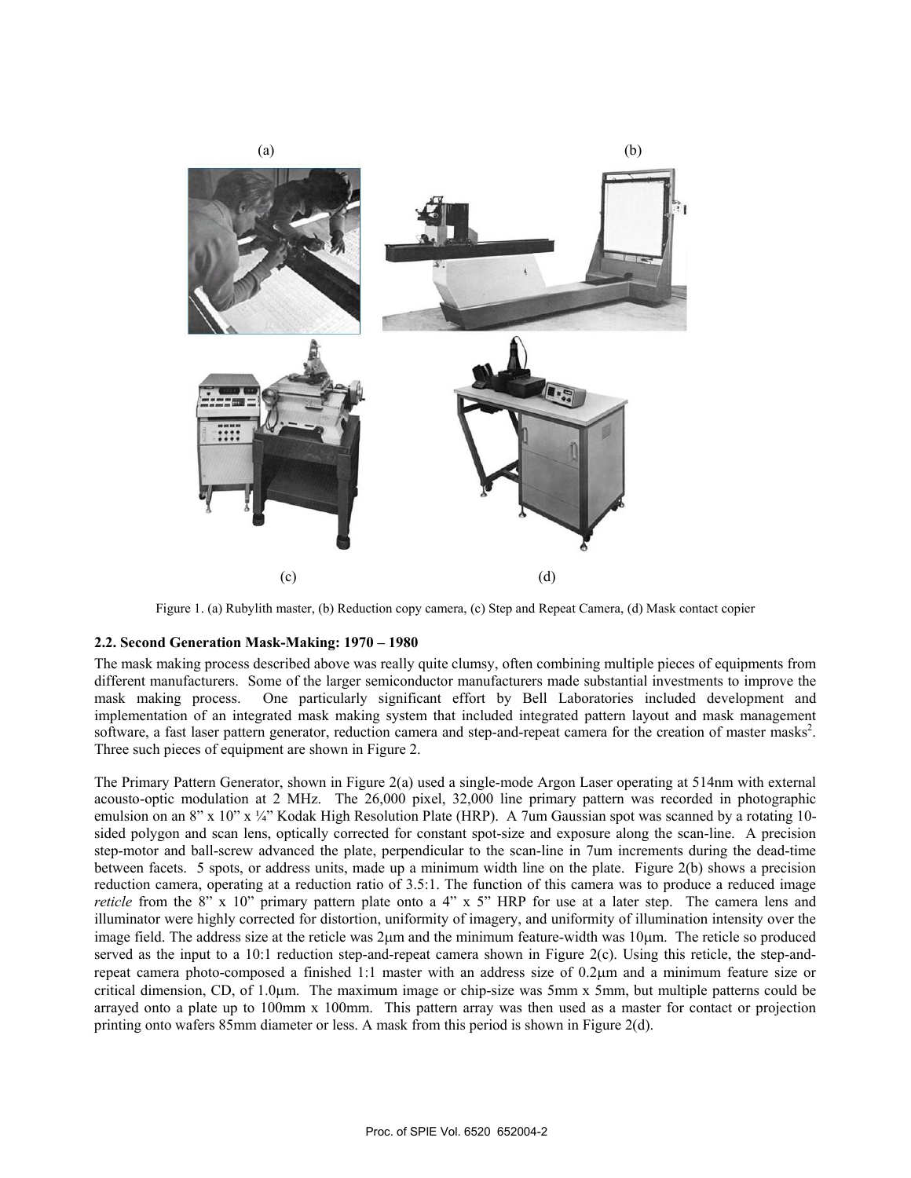(a) (b)

(c) (d)

Figure 1. (a) Rubylith master, (b) Reduction copy camera, (c) Step and Repeat Camera, (d) Mask contact copier

### 2.2. Second Generation Mask-Making: 1970 – 1980

The mask making process described above was really quite clumsy, often combining multiple pieces of equipments from different manufacturers. Some of the larger semiconductor manufacturers made substantial investments to improve the mask making process. One particularly significant effort by Bell Laboratories included development and implementation of an integrated mask making system that included integrated pattern layout and mask management software, a fast laser pattern generator, reduction camera and step-and-repeat camera for the creation of master masks[2]. Three such pieces of equipment are shown in Figure 2.

The Primary Pattern Generator, shown in Figure 2(a) used a single-mode Argon Laser operating at 514nm with external acousto-optic modulation at 2 MHz. The 26,000 pixel, 32,000 line primary pattern was recorded in photographic emulsion on an 8" x 10" x ¼" Kodak High Resolution Plate (HRP). A 7um Gaussian spot was scanned by a rotating 10-sided polygon and scan lens, optically corrected for constant spot-size and exposure along the scan-line. A precision step-motor and ball-screw advanced the plate, perpendicular to the scan-line in 7um increments during the dead-time between facets. 5 spots, or address units, made up a minimum width line on the plate. Figure 2(b) shows a precision reduction camera, operating at a reduction ratio of 3.5:1. The function of this camera was to produce a reduced image *reticle* from the 8" x 10" primary pattern plate onto a 4" x 5" HRP for use at a later step. The camera lens and illuminator were highly corrected for distortion, uniformity of imagery, and uniformity of illumination intensity over the image field. The address size at the reticle was 2μm and the minimum feature-width was 10μm. The reticle so produced served as the input to a 10:1 reduction step-and-repeat camera shown in Figure 2(c). Using this reticle, the step-and-repeat camera photo-composed a finished 1:1 master with an address size of 0.2μm and a minimum feature size or critical dimension, CD, of 1.0μm. The maximum image or chip-size was 5mm x 5mm, but multiple patterns could be arrayed onto a plate up to 100mm x 100mm. This pattern array was then used as a master for contact or projection printing onto wafers 85mm diameter or less. A mask from this period is shown in Figure 2(d).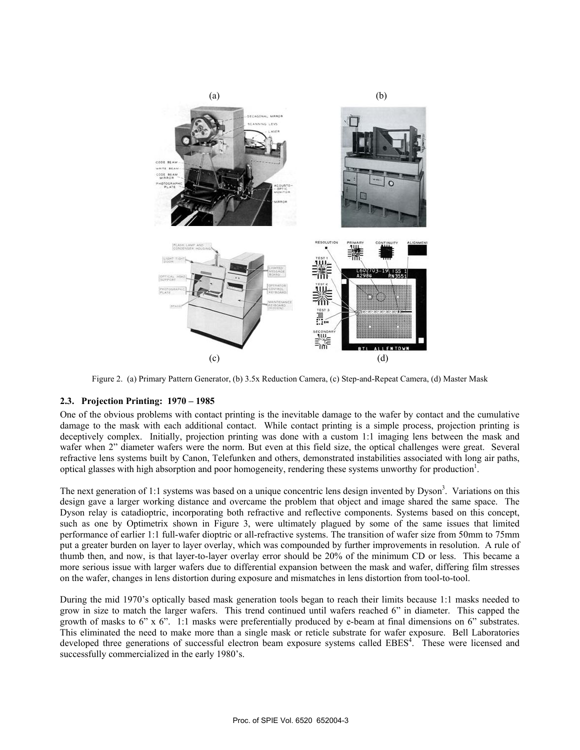Figure 2. (a) Primary Pattern Generator, (b) 3.5x Reduction Camera, (c) Step-and-Repeat Camera, (d) Master Mask

### 2.3. Projection Printing: 1970 – 1985

One of the obvious problems with contact printing is the inevitable damage to the wafer by contact and the cumulative damage to the mask with each additional contact. While contact printing is a simple process, projection printing is deceptively complex. Initially, projection printing was done with a custom 1:1 imaging lens between the mask and wafer when 2" diameter wafers were the norm. But even at this field size, the optical challenges were great. Several refractive lens systems built by Canon, Telefunken and others, demonstrated instabilities associated with long air paths, optical glasses with high absorption and poor homogeneity, rendering these systems unworthy for production[1].

The next generation of 1:1 systems was based on a unique concentric lens design invented by Dyson[3]. Variations on this design gave a larger working distance and overcame the problem that object and image shared the same space. The Dyson relay is catadioptric, incorporating both refractive and reflective components. Systems based on this concept, such as one by Optimetrix shown in Figure 3, were ultimately plagued by some of the same issues that limited performance of earlier 1:1 full-wafer dioptric or all-refractive systems. The transition of wafer size from 50mm to 75mm put a greater burden on layer to layer overlay, which was compounded by further improvements in resolution. A rule of thumb then, and now, is that layer-to-layer overlay error should be 20% of the minimum CD or less. This became a more serious issue with larger wafers due to differential expansion between the mask and wafer, differing film stresses on the wafer, changes in lens distortion during exposure and mismatches in lens distortion from tool-to-tool.

During the mid 1970's optically based mask generation tools began to reach their limits because 1:1 masks needed to grow in size to match the larger wafers. This trend continued until wafers reached 6" in diameter. This capped the growth of masks to 6" x 6". 1:1 masks were preferentially produced by e-beam at final dimensions on 6" substrates. This eliminated the need to make more than a single mask or reticle substrate for wafer exposure. Bell Laboratories developed three generations of successful electron beam exposure systems called EBES[4]. These were licensed and successfully commercialized in the early 1980's.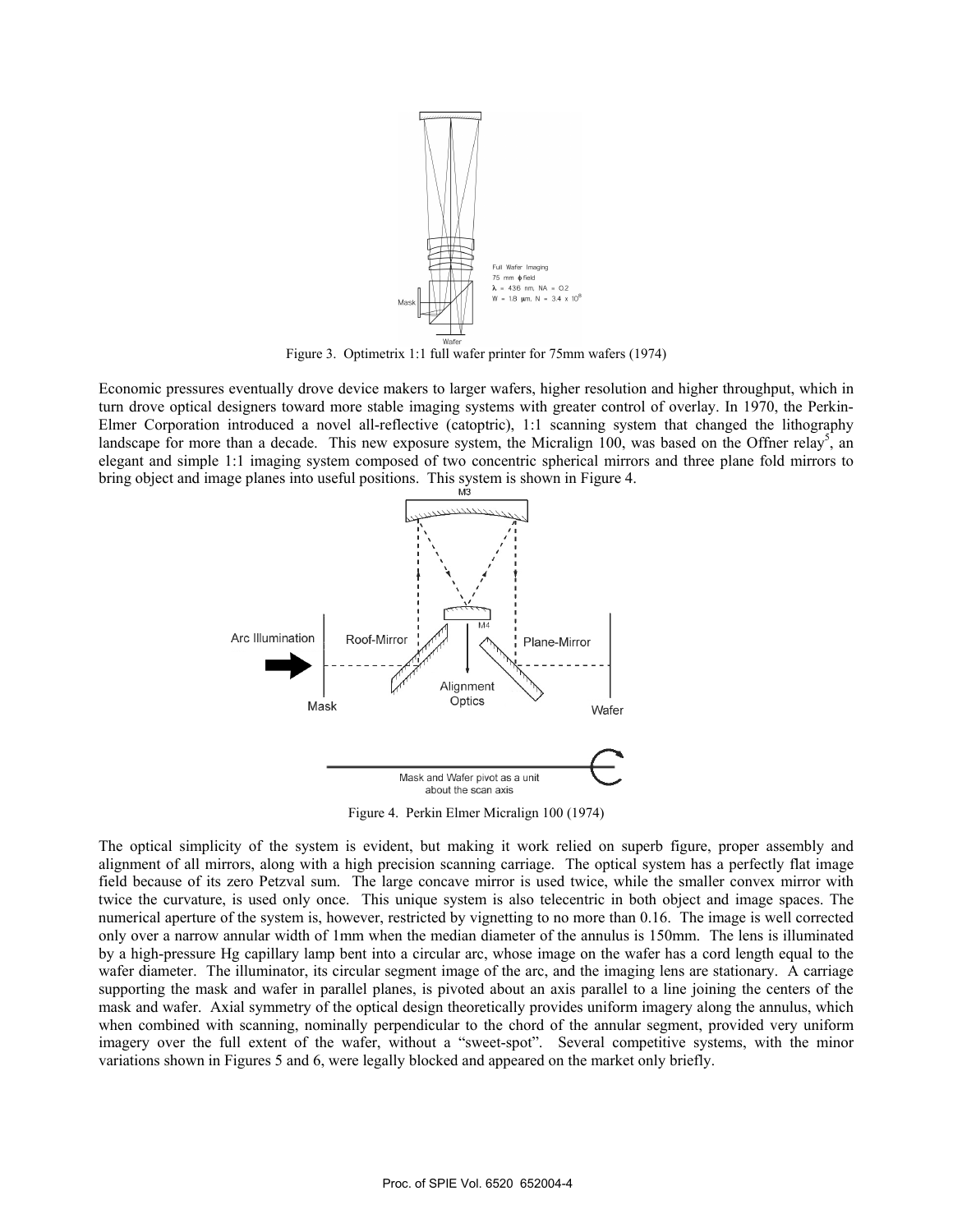Figure 3. Optimetrix 1:1 full wafer printer for 75mm wafers (1974)

Economic pressures eventually drove device makers to larger wafers, higher resolution and higher throughput, which in turn drove optical designers toward more stable imaging systems with greater control of overlay. In 1970, the Perkin-Elmer Corporation introduced a novel all-reflective (catoptric), 1:1 scanning system that changed the lithography landscape for more than a decade. This new exposure system, the Micralign 100, was based on the Offner relay[5], an elegant and simple 1:1 imaging system composed of two concentric spherical mirrors and three plane fold mirrors to bring object and image planes into useful positions. This system is shown in Figure 4.

Figure 4. Perkin Elmer Micralign 100 (1974)

The optical simplicity of the system is evident, but making it work relied on superb figure, proper assembly and alignment of all mirrors, along with a high precision scanning carriage. The optical system has a perfectly flat image field because of its zero Petzval sum. The large concave mirror is used twice, while the smaller convex mirror with twice the curvature, is used only once. This unique system is also telecentric in both object and image spaces. The numerical aperture of the system is, however, restricted by vignetting to no more than 0.16. The image is well corrected only over a narrow annular width of 1mm when the median diameter of the annulus is 150mm. The lens is illuminated by a high-pressure Hg capillary lamp bent into a circular arc, whose image on the wafer has a cord length equal to the wafer diameter. The illuminator, its circular segment image of the arc, and the imaging lens are stationary. A carriage supporting the mask and wafer in parallel planes, is pivoted about an axis parallel to a line joining the centers of the mask and wafer. Axial symmetry of the optical design theoretically provides uniform imagery along the annulus, which when combined with scanning, nominally perpendicular to the chord of the annular segment, provided very uniform imagery over the full extent of the wafer, without a "sweet-spot". Several competitive systems, with the minor variations shown in Figures 5 and 6, were legally blocked and appeared on the market only briefly.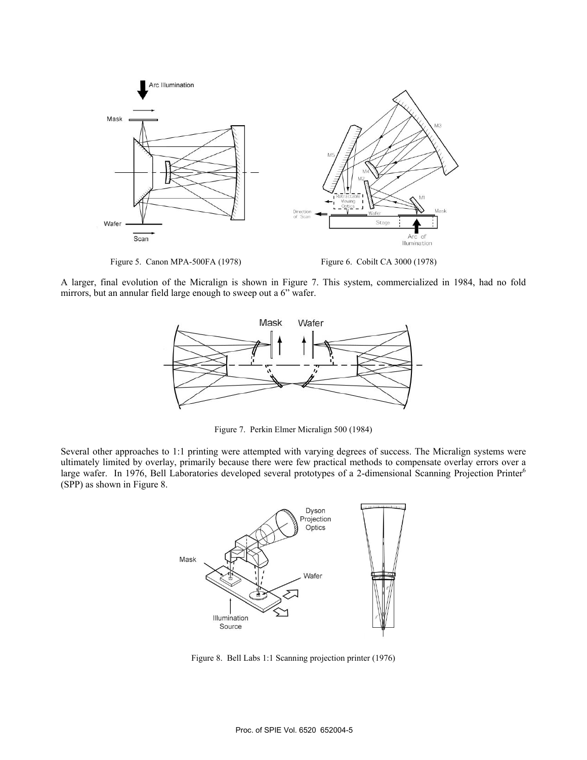Figure 5. Canon MPA-500FA (1978)

Figure 6. Cobilt CA 3000 (1978)

A larger, final evolution of the Micralign is shown in Figure 7. This system, commercialized in 1984, had no fold mirrors, but an annular field large enough to sweep out a 6" wafer.

Figure 7. Perkin Elmer Micralign 500 (1984)

Several other approaches to 1:1 printing were attempted with varying degrees of success. The Micralign systems were ultimately limited by overlay, primarily because there were few practical methods to compensate overlay errors over a large wafer. In 1976, Bell Laboratories developed several prototypes of a 2-dimensional Scanning Projection Printer[6] (SPP) as shown in Figure 8.

Figure 8. Bell Labs 1:1 Scanning projection printer (1976)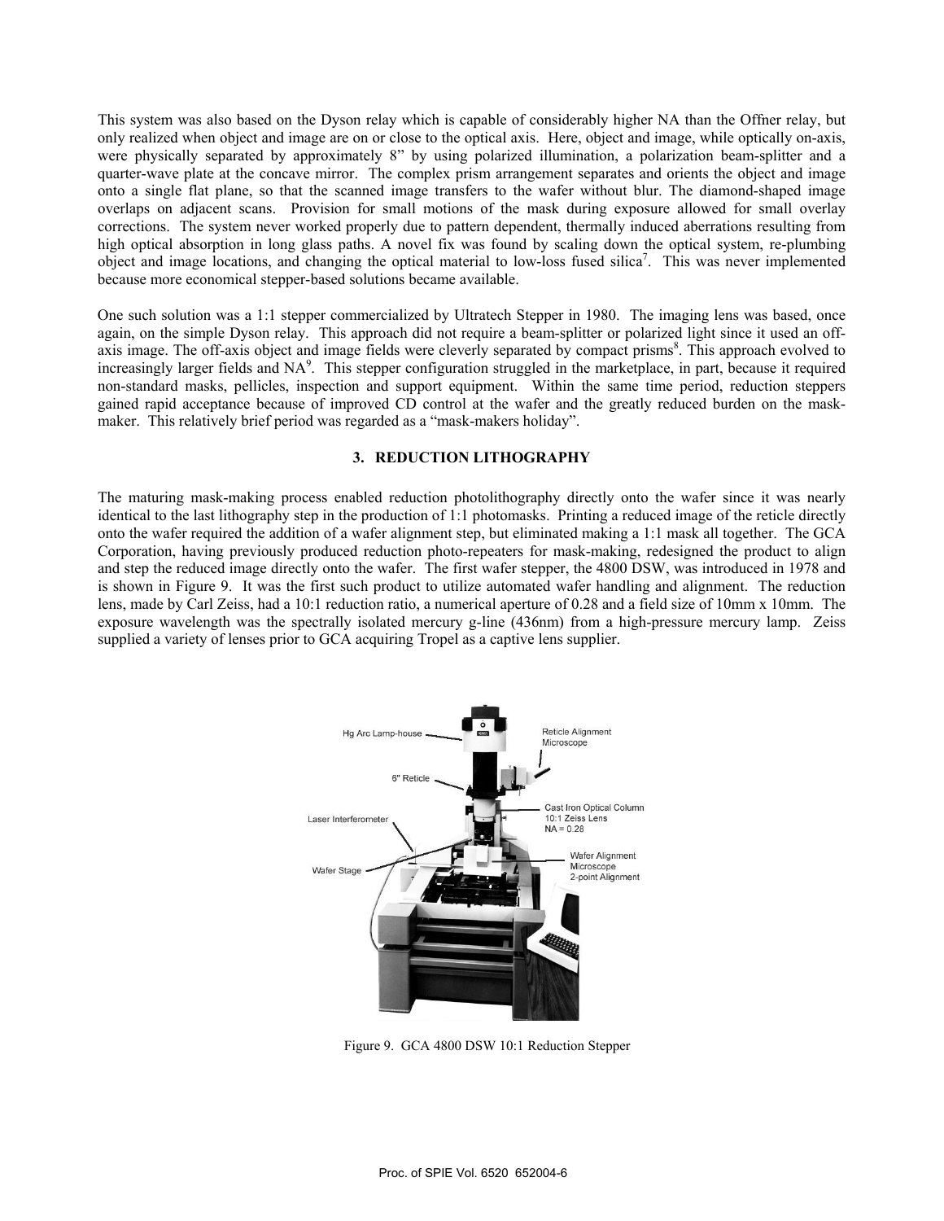This system was also based on the Dyson relay which is capable of considerably higher NA than the Offner relay, but only realized when object and image are on or close to the optical axis. Here, object and image, while optically on-axis, were physically separated by approximately 8" by using polarized illumination, a polarization beam-splitter and a quarter-wave plate at the concave mirror. The complex prism arrangement separates and orients the object and image onto a single flat plane, so that the scanned image transfers to the wafer without blur. The diamond-shaped image overlaps on adjacent scans. Provision for small motions of the mask during exposure allowed for small overlay corrections. The system never worked properly due to pattern dependent, thermally induced aberrations resulting from high optical absorption in long glass paths. A novel fix was found by scaling down the optical system, re-plumbing object and image locations, and changing the optical material to low-loss fused silica[7]. This was never implemented because more economical stepper-based solutions became available.

One such solution was a 1:1 stepper commercialized by Ultratech Stepper in 1980. The imaging lens was based, once again, on the simple Dyson relay. This approach did not require a beam-splitter or polarized light since it used an off-axis image. The off-axis object and image fields were cleverly separated by compact prisms[8]. This approach evolved to increasingly larger fields and NA[9]. This stepper configuration struggled in the marketplace, in part, because it required non-standard masks, pellicles, inspection and support equipment. Within the same time period, reduction steppers gained rapid acceptance because of improved CD control at the wafer and the greatly reduced burden on the mask-maker. This relatively brief period was regarded as a "mask-makers holiday".

## 3. REDUCTION LITHOGRAPHY

The maturing mask-making process enabled reduction photolithography directly onto the wafer since it was nearly identical to the last lithography step in the production of 1:1 photomasks. Printing a reduced image of the reticle directly onto the wafer required the addition of a wafer alignment step, but eliminated making a 1:1 mask all together. The GCA Corporation, having previously produced reduction photo-repeaters for mask-making, redesigned the product to align and step the reduced image directly onto the wafer. The first wafer stepper, the 4800 DSW, was introduced in 1978 and is shown in Figure 9. It was the first such product to utilize automated wafer handling and alignment. The reduction lens, made by Carl Zeiss, had a 10:1 reduction ratio, a numerical aperture of 0.28 and a field size of 10mm x 10mm. The exposure wavelength was the spectrally isolated mercury g-line (436nm) from a high-pressure mercury lamp. Zeiss supplied a variety of lenses prior to GCA acquiring Tropel as a captive lens supplier.

Figure 9. GCA 4800 DSW 10:1 Reduction Stepper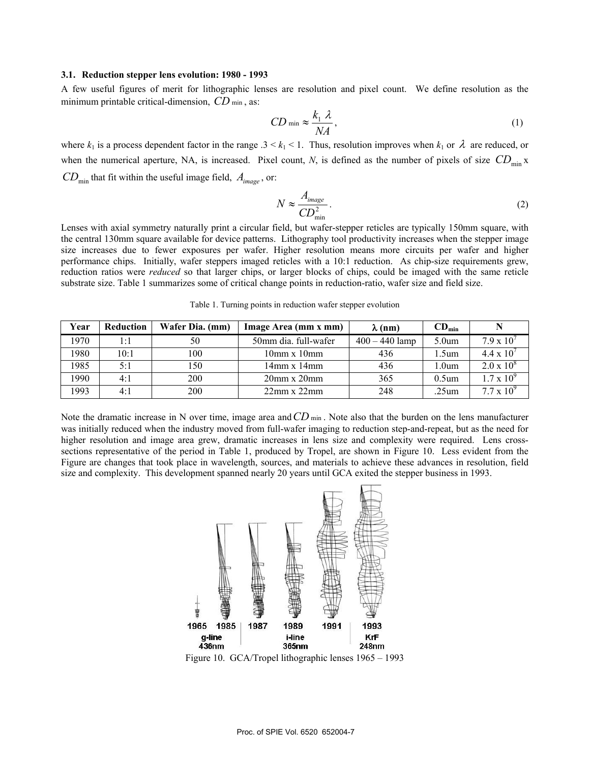### 3.1. Reduction stepper lens evolution: 1980 - 1993

A few useful figures of merit for lithographic lenses are resolution and pixel count. We define resolution as the minimum printable critical-dimension, $CD_{\min}$, as:

$$CD_{\min} \approx \frac{k_1 \lambda}{NA}, \tag{1}$$

where $k_1$ is a process dependent factor in the range $.3 < k_1 < 1$. Thus, resolution improves when $k_1$ or $\lambda$ are reduced, or when the numerical aperture, NA, is increased. Pixel count, $N$, is defined as the number of pixels of size $CD_{\min}$ x $CD_{\min}$ that fit within the useful image field, $A_{image}$, or:

$$N \approx \frac{A_{image}}{CD_{\min}^2}. \tag{2}$$

Lenses with axial symmetry naturally print a circular field, but wafer-stepper reticles are typically 150mm square, with the central 130mm square available for device patterns. Lithography tool productivity increases when the stepper image size increases due to fewer exposures per wafer. Higher resolution means more circuits per wafer and higher performance chips. Initially, wafer steppers imaged reticles with a 10:1 reduction. As chip-size requirements grew, reduction ratios were *reduced* so that larger chips, or larger blocks of chips, could be imaged with the same reticle substrate size. Table 1 summarizes some of critical change points in reduction-ratio, wafer size and field size.

Table 1. Turning points in reduction wafer stepper evolution

| Year | Reduction | Wafer Dia. (mm) | Image Area (mm x mm) | $\lambda$ (nm) | $CD_{\min}$ | N |
|---|---|---|---|---|---|---|
| 1970 | 1:1 | 50 | 50mm dia. full-wafer | 400 – 440 lamp | 5.0um | $7.9 \times 10^7$ |
| 1980 | 10:1 | 100 | 10mm x 10mm | 436 | 1.5um | $4.4 \times 10^7$ |
| 1985 | 5:1 | 150 | 14mm x 14mm | 436 | 1.0um | $2.0 \times 10^8$ |
| 1990 | 4:1 | 200 | 20mm x 20mm | 365 | 0.5um | $1.7 \times 10^9$ |
| 1993 | 4:1 | 200 | 22mm x 22mm | 248 | .25um | $7.7 \times 10^9$ |

Note the dramatic increase in N over time, image area and $CD_{\min}$. Note also that the burden on the lens manufacturer was initially reduced when the industry moved from full-wafer imaging to reduction step-and-repeat, but as the need for higher resolution and image area grew, dramatic increases in lens size and complexity were required. Lens cross-sections representative of the period in Table 1, produced by Tropel, are shown in Figure 10. Less evident from the Figure are changes that took place in wavelength, sources, and materials to achieve these advances in resolution, field size and complexity. This development spanned nearly 20 years until GCA exited the stepper business in 1993.

1965 1985 | 1987 1989 1991 | 1993

g-line 436nm | i-line 365nm | KrF 248nm

Figure 10. GCA/Tropel lithographic lenses 1965 – 1993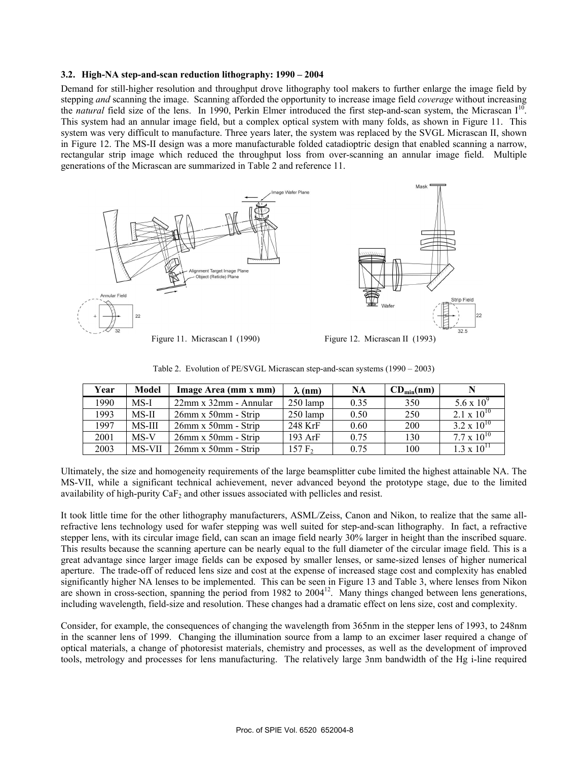### 3.2. High-NA step-and-scan reduction lithography: 1990 – 2004

Demand for still-higher resolution and throughput drove lithography tool makers to further enlarge the image field by stepping *and* scanning the image. Scanning afforded the opportunity to increase image field *coverage* without increasing the *natural* field size of the lens. In 1990, Perkin Elmer introduced the first step-and-scan system, the Micrascan I[10]. This system had an annular image field, but a complex optical system with many folds, as shown in Figure 11. This system was very difficult to manufacture. Three years later, the system was replaced by the SVGL Micrascan II, shown in Figure 12. The MS-II design was a more manufacturable folded catadioptric design that enabled scanning a narrow, rectangular strip image which reduced the throughput loss from over-scanning an annular image field. Multiple generations of the Micrascan are summarized in Table 2 and reference 11.

Figure 11. Micrascan I (1990)

Figure 12. Micrascan II (1993)

Table 2. Evolution of PE/SVGL Micrascan step-and-scan systems (1990 – 2003)

| Year | Model | Image Area (mm x mm) | λ (nm) | NA | $CD_{min}$(nm) | N |
|---|---|---|---|---|---|---|
| 1990 | MS-I | 22mm x 32mm - Annular | 250 lamp | 0.35 | 350 | $5.6 \times 10^9$ |
| 1993 | MS-II | 26mm x 50mm - Strip | 250 lamp | 0.50 | 250 | $2.1 \times 10^{10}$ |
| 1997 | MS-III | 26mm x 50mm - Strip | 248 KrF | 0.60 | 200 | $3.2 \times 10^{10}$ |
| 2001 | MS-V | 26mm x 50mm - Strip | 193 ArF | 0.75 | 130 | $7.7 \times 10^{10}$ |
| 2003 | MS-VII | 26mm x 50mm - Strip | 157 $F_2$ | 0.75 | 100 | $1.3 \times 10^{11}$ |

Ultimately, the size and homogeneity requirements of the large beamsplitter cube limited the highest attainable NA. The MS-VII, while a significant technical achievement, never advanced beyond the prototype stage, due to the limited availability of high-purity $CaF_2$ and other issues associated with pellicles and resist.

It took little time for the other lithography manufacturers, ASML/Zeiss, Canon and Nikon, to realize that the same all-refractive lens technology used for wafer stepping was well suited for step-and-scan lithography. In fact, a refractive stepper lens, with its circular image field, can scan an image field nearly 30% larger in height than the inscribed square. This results because the scanning aperture can be nearly equal to the full diameter of the circular image field. This is a great advantage since larger image fields can be exposed by smaller lenses, or same-sized lenses of higher numerical aperture. The trade-off of reduced lens size and cost at the expense of increased stage cost and complexity has enabled significantly higher NA lenses to be implemented. This can be seen in Figure 13 and Table 3, where lenses from Nikon are shown in cross-section, spanning the period from 1982 to 2004[12]. Many things changed between lens generations, including wavelength, field-size and resolution. These changes had a dramatic effect on lens size, cost and complexity.

Consider, for example, the consequences of changing the wavelength from 365nm in the stepper lens of 1993, to 248nm in the scanner lens of 1999. Changing the illumination source from a lamp to an excimer laser required a change of optical materials, a change of photoresist materials, chemistry and processes, as well as the development of improved tools, metrology and processes for lens manufacturing. The relatively large 3nm bandwidth of the Hg i-line required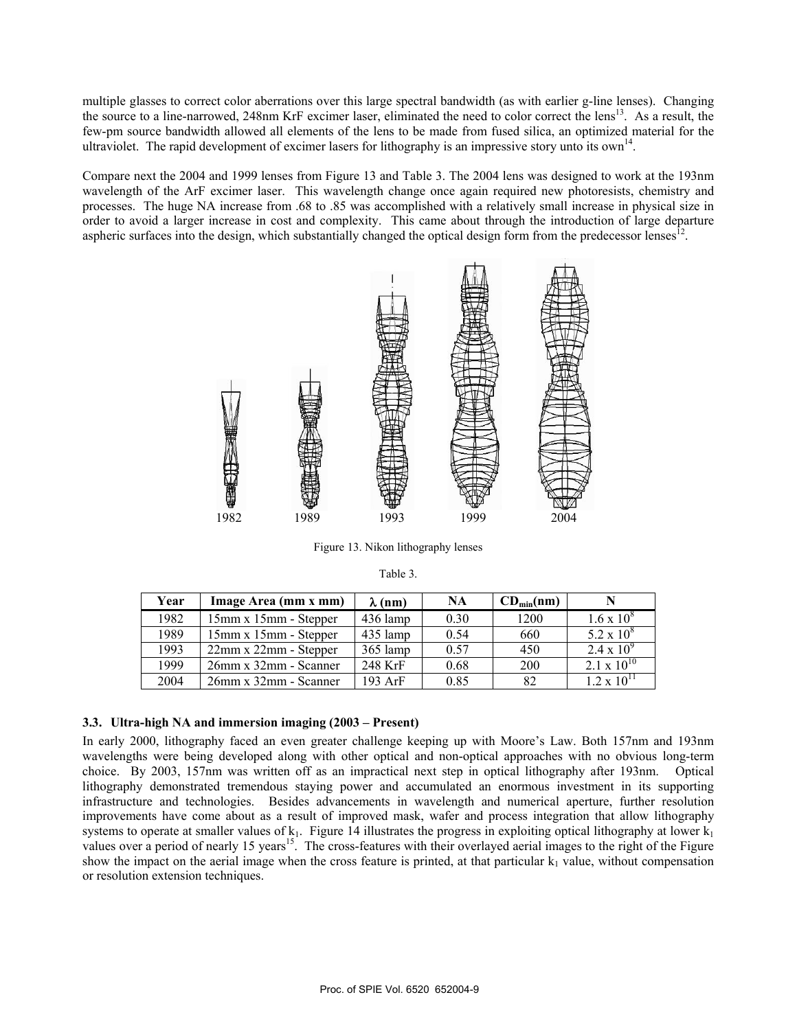multiple glasses to correct color aberrations over this large spectral bandwidth (as with earlier g-line lenses). Changing the source to a line-narrowed, 248nm KrF excimer laser, eliminated the need to color correct the lens[13]. As a result, the few-pm source bandwidth allowed all elements of the lens to be made from fused silica, an optimized material for the ultraviolet. The rapid development of excimer lasers for lithography is an impressive story unto its own[14].

Compare next the 2004 and 1999 lenses from Figure 13 and Table 3. The 2004 lens was designed to work at the 193nm wavelength of the ArF excimer laser. This wavelength change once again required new photoresists, chemistry and processes. The huge NA increase from .68 to .85 was accomplished with a relatively small increase in physical size in order to avoid a larger increase in cost and complexity. This came about through the introduction of large departure aspheric surfaces into the design, which substantially changed the optical design form from the predecessor lenses[12].

1982 1989 1993 1999 2004

Figure 13. Nikon lithography lenses

Table 3.

| Year | Image Area (mm x mm) | $\lambda$ (nm) | NA | $CD_{min}$(nm) | N |
|---|---|---|---|---|---|
| 1982 | 15mm x 15mm - Stepper | 436 lamp | 0.30 | 1200 | $1.6 \times 10^8$ |
| 1989 | 15mm x 15mm - Stepper | 435 lamp | 0.54 | 660 | $5.2 \times 10^8$ |
| 1993 | 22mm x 22mm - Stepper | 365 lamp | 0.57 | 450 | $2.4 \times 10^9$ |
| 1999 | 26mm x 32mm - Scanner | 248 KrF | 0.68 | 200 | $2.1 \times 10^{10}$ |
| 2004 | 26mm x 32mm - Scanner | 193 ArF | 0.85 | 82 | $1.2 \times 10^{11}$ |

### 3.3. Ultra-high NA and immersion imaging (2003 – Present)

In early 2000, lithography faced an even greater challenge keeping up with Moore's Law. Both 157nm and 193nm wavelengths were being developed along with other optical and non-optical approaches with no obvious long-term choice. By 2003, 157nm was written off as an impractical next step in optical lithography after 193nm. Optical lithography demonstrated tremendous staying power and accumulated an enormous investment in its supporting infrastructure and technologies. Besides advancements in wavelength and numerical aperture, further resolution improvements have come about as a result of improved mask, wafer and process integration that allow lithography systems to operate at smaller values of $k_1$. Figure 14 illustrates the progress in exploiting optical lithography at lower $k_1$ values over a period of nearly 15 years[15]. The cross-features with their overlayed aerial images to the right of the Figure show the impact on the aerial image when the cross feature is printed, at that particular $k_1$ value, without compensation or resolution extension techniques.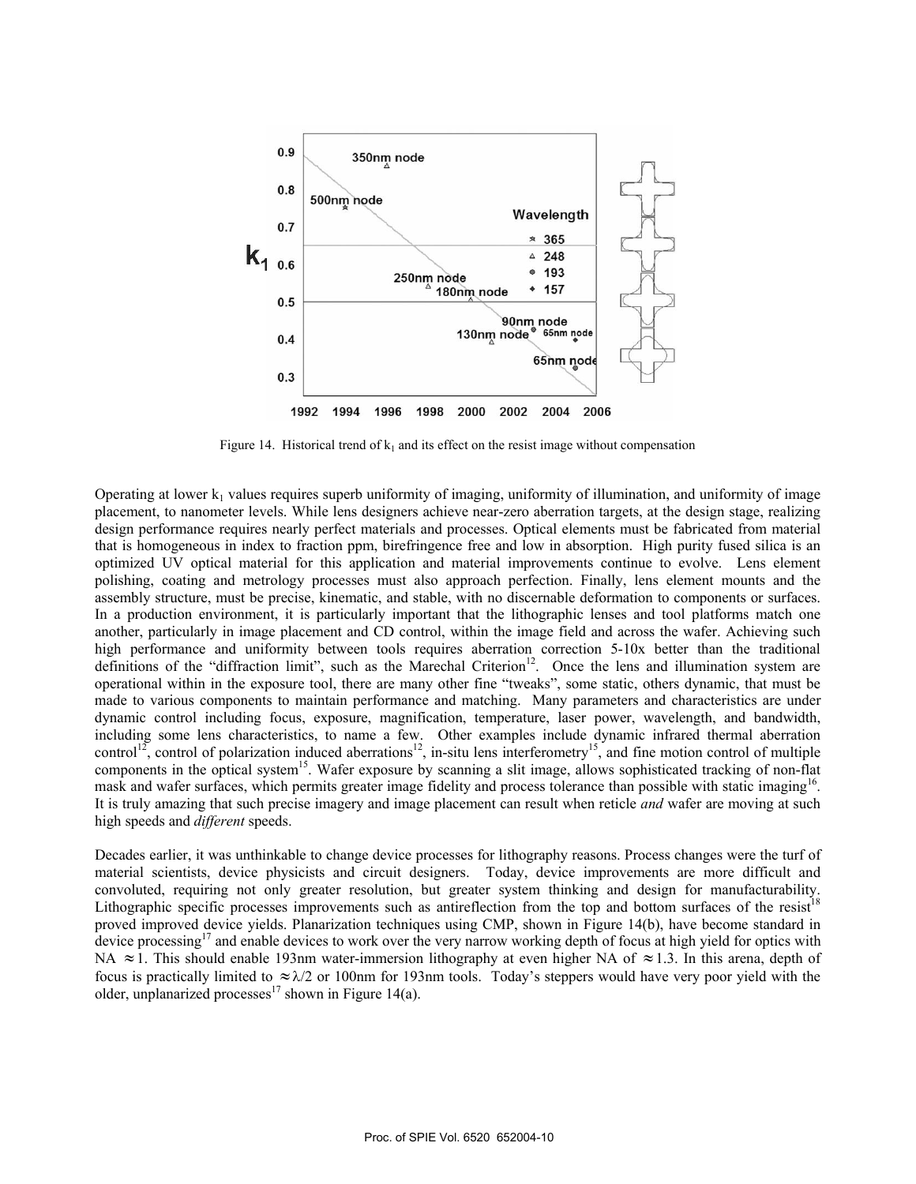Figure 14. Historical trend of $k_1$ and its effect on the resist image without compensation

Operating at lower $k_1$ values requires superb uniformity of imaging, uniformity of illumination, and uniformity of image placement, to nanometer levels. While lens designers achieve near-zero aberration targets, at the design stage, realizing design performance requires nearly perfect materials and processes. Optical elements must be fabricated from material that is homogeneous in index to fraction ppm, birefringence free and low in absorption. High purity fused silica is an optimized UV optical material for this application and material improvements continue to evolve. Lens element polishing, coating and metrology processes must also approach perfection. Finally, lens element mounts and the assembly structure, must be precise, kinematic, and stable, with no discernable deformation to components or surfaces. In a production environment, it is particularly important that the lithographic lenses and tool platforms match one another, particularly in image placement and CD control, within the image field and across the wafer. Achieving such high performance and uniformity between tools requires aberration correction 5-10x better than the traditional definitions of the "diffraction limit", such as the Marechal Criterion[12]. Once the lens and illumination system are operational within in the exposure tool, there are many other fine "tweaks", some static, others dynamic, that must be made to various components to maintain performance and matching. Many parameters and characteristics are under dynamic control including focus, exposure, magnification, temperature, laser power, wavelength, and bandwidth, including some lens characteristics, to name a few. Other examples include dynamic infrared thermal aberration control[12], control of polarization induced aberrations[12], in-situ lens interferometry[15], and fine motion control of multiple components in the optical system[15]. Wafer exposure by scanning a slit image, allows sophisticated tracking of non-flat mask and wafer surfaces, which permits greater image fidelity and process tolerance than possible with static imaging[16]. It is truly amazing that such precise imagery and image placement can result when reticle *and* wafer are moving at such high speeds and *different* speeds.

Decades earlier, it was unthinkable to change device processes for lithography reasons. Process changes were the turf of material scientists, device physicists and circuit designers. Today, device improvements are more difficult and convoluted, requiring not only greater resolution, but greater system thinking and design for manufacturability. Lithographic specific processes improvements such as antireflection from the top and bottom surfaces of the resist[18] proved improved device yields. Planarization techniques using CMP, shown in Figure 14(b), have become standard in device processing[17] and enable devices to work over the very narrow working depth of focus at high yield for optics with NA $\approx 1$. This should enable 193nm water-immersion lithography at even higher NA of $\approx 1.3$. In this arena, depth of focus is practically limited to $\approx \lambda/2$ or 100nm for 193nm tools. Today's steppers would have very poor yield with the older, unplanarized processes[17] shown in Figure 14(a).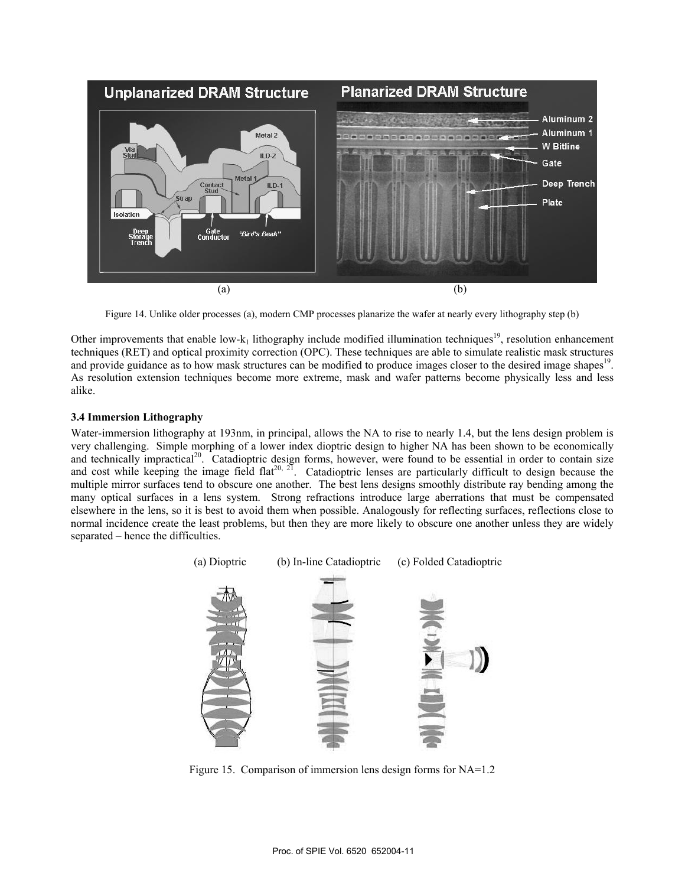(a) (b)

Figure 14. Unlike older processes (a), modern CMP processes planarize the wafer at nearly every lithography step (b)

Other improvements that enable low-$k_1$ lithography include modified illumination techniques[19], resolution enhancement techniques (RET) and optical proximity correction (OPC). These techniques are able to simulate realistic mask structures and provide guidance as to how mask structures can be modified to produce images closer to the desired image shapes[19]. As resolution extension techniques become more extreme, mask and wafer patterns become physically less and less alike.

### 3.4 Immersion Lithography

Water-immersion lithography at 193nm, in principal, allows the NA to rise to nearly 1.4, but the lens design problem is very challenging. Simple morphing of a lower index dioptric design to higher NA has been shown to be economically and technically impractical[20]. Catadioptric design forms, however, were found to be essential in order to contain size and cost while keeping the image field flat[20, 21]. Catadioptric lenses are particularly difficult to design because the multiple mirror surfaces tend to obscure one another. The best lens designs smoothly distribute ray bending among the many optical surfaces in a lens system. Strong refractions introduce large aberrations that must be compensated elsewhere in the lens, so it is best to avoid them when possible. Analogously for reflecting surfaces, reflections close to normal incidence create the least problems, but then they are more likely to obscure one another unless they are widely separated – hence the difficulties.

(a) Dioptric (b) In-line Catadioptric (c) Folded Catadioptric

Figure 15. Comparison of immersion lens design forms for NA=1.2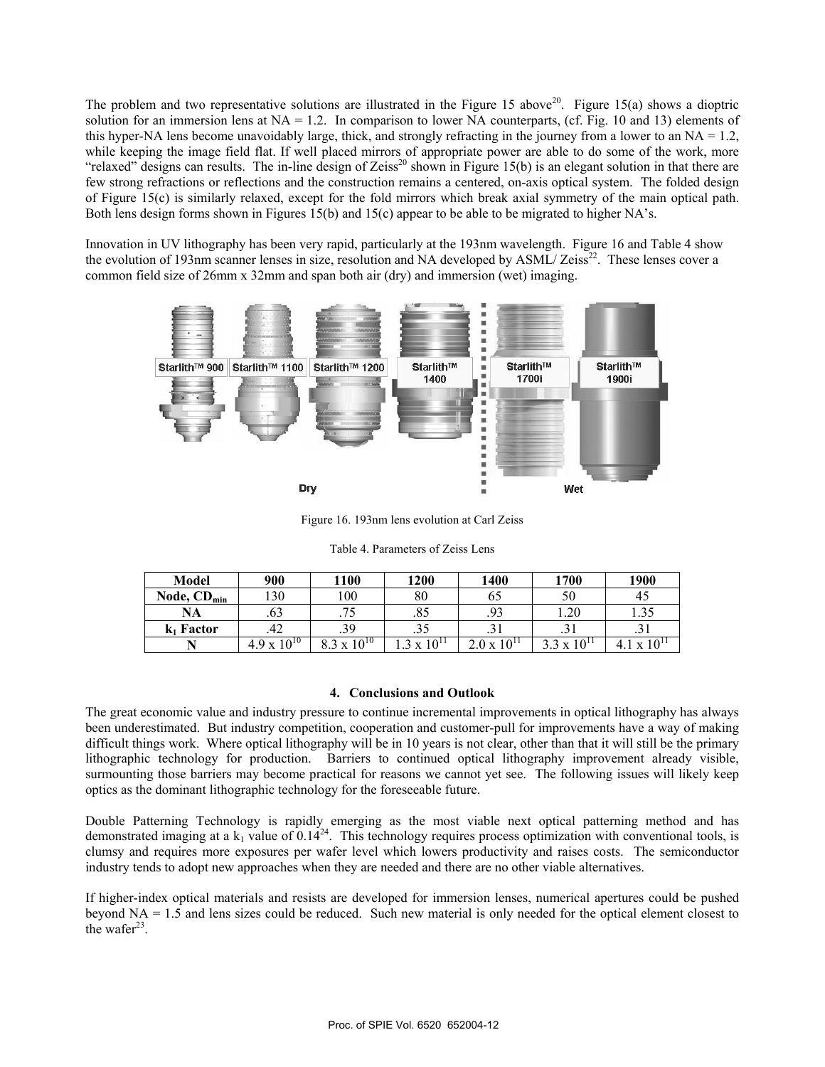The problem and two representative solutions are illustrated in the Figure 15 above[20]. Figure 15(a) shows a dioptric solution for an immersion lens at NA = 1.2. In comparison to lower NA counterparts, (cf. Fig. 10 and 13) elements of this hyper-NA lens become unavoidably large, thick, and strongly refracting in the journey from a lower to an NA = 1.2, while keeping the image field flat. If well placed mirrors of appropriate power are able to do some of the work, more "relaxed" designs can results. The in-line design of Zeiss[20] shown in Figure 15(b) is an elegant solution in that there are few strong refractions or reflections and the construction remains a centered, on-axis optical system. The folded design of Figure 15(c) is similarly relaxed, except for the fold mirrors which break axial symmetry of the main optical path. Both lens design forms shown in Figures 15(b) and 15(c) appear to be able to be migrated to higher NA's.

Innovation in UV lithography has been very rapid, particularly at the 193nm wavelength. Figure 16 and Table 4 show the evolution of 193nm scanner lenses in size, resolution and NA developed by ASML/ Zeiss[22]. These lenses cover a common field size of 26mm x 32mm and span both air (dry) and immersion (wet) imaging.

Figure 16. 193nm lens evolution at Carl Zeiss

Table 4. Parameters of Zeiss Lens

| Model | 900 | 1100 | 1200 | 1400 | 1700 | 1900 |
|---|---|---|---|---|---|---|
| Node, $CD_{min}$ | 130 | 100 | 80 | 65 | 50 | 45 |
| NA | .63 | .75 | .85 | .93 | 1.20 | 1.35 |
| $k_1$ Factor | .42 | .39 | .35 | .31 | .31 | .31 |
| N | $4.9 \times 10^{10}$ | $8.3 \times 10^{10}$ | $1.3 \times 10^{11}$ | $2.0 \times 10^{11}$ | $3.3 \times 10^{11}$ | $4.1 \times 10^{11}$ |

## 4. Conclusions and Outlook

The great economic value and industry pressure to continue incremental improvements in optical lithography has always been underestimated. But industry competition, cooperation and customer-pull for improvements have a way of making difficult things work. Where optical lithography will be in 10 years is not clear, other than that it will still be the primary lithographic technology for production. Barriers to continued optical lithography improvement already visible, surmounting those barriers may become practical for reasons we cannot yet see. The following issues will likely keep optics as the dominant lithographic technology for the foreseeable future.

Double Patterning Technology is rapidly emerging as the most viable next optical patterning method and has demonstrated imaging at a $k_1$ value of 0.14[24]. This technology requires process optimization with conventional tools, is clumsy and requires more exposures per wafer level which lowers productivity and raises costs. The semiconductor industry tends to adopt new approaches when they are needed and there are no other viable alternatives.

If higher-index optical materials and resists are developed for immersion lenses, numerical apertures could be pushed beyond NA = 1.5 and lens sizes could be reduced. Such new material is only needed for the optical element closest to the wafer[23].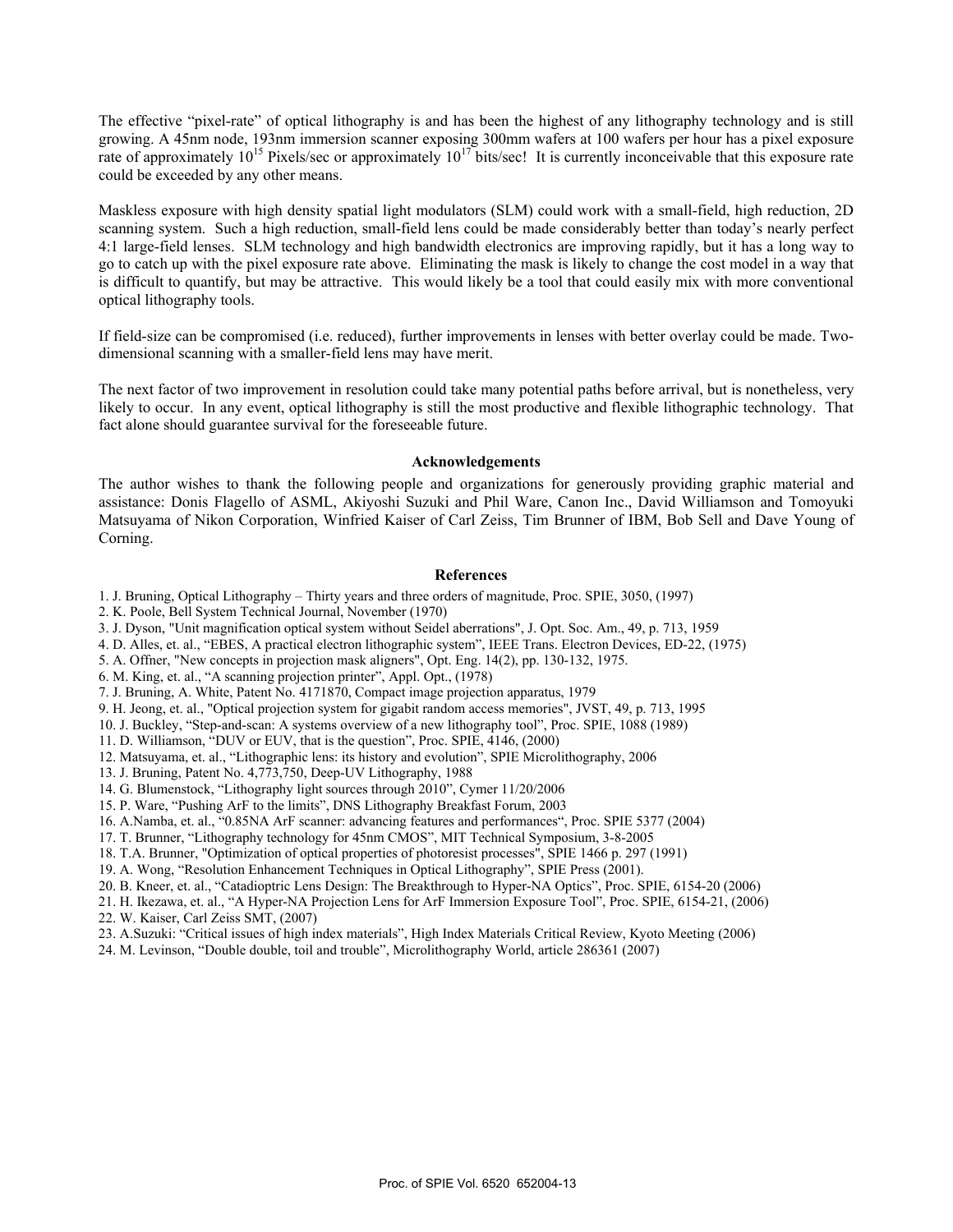The effective "pixel-rate" of optical lithography is and has been the highest of any lithography technology and is still growing. A 45nm node, 193nm immersion scanner exposing 300mm wafers at 100 wafers per hour has a pixel exposure rate of approximately $10^{15}$ Pixels/sec or approximately $10^{17}$ bits/sec! It is currently inconceivable that this exposure rate could be exceeded by any other means.

Maskless exposure with high density spatial light modulators (SLM) could work with a small-field, high reduction, 2D scanning system. Such a high reduction, small-field lens could be made considerably better than today's nearly perfect 4:1 large-field lenses. SLM technology and high bandwidth electronics are improving rapidly, but it has a long way to go to catch up with the pixel exposure rate above. Eliminating the mask is likely to change the cost model in a way that is difficult to quantify, but may be attractive. This would likely be a tool that could easily mix with more conventional optical lithography tools.

If field-size can be compromised (i.e. reduced), further improvements in lenses with better overlay could be made. Two-dimensional scanning with a smaller-field lens may have merit.

The next factor of two improvement in resolution could take many potential paths before arrival, but is nonetheless, very likely to occur. In any event, optical lithography is still the most productive and flexible lithographic technology. That fact alone should guarantee survival for the foreseeable future.

## Acknowledgements

The author wishes to thank the following people and organizations for generously providing graphic material and assistance: Donis Flagello of ASML, Akiyoshi Suzuki and Phil Ware, Canon Inc., David Williamson and Tomoyuki Matsuyama of Nikon Corporation, Winfried Kaiser of Carl Zeiss, Tim Brunner of IBM, Bob Sell and Dave Young of Corning.

## References

1. J. Bruning, Optical Lithography – Thirty years and three orders of magnitude, Proc. SPIE, 3050, (1997)
2. K. Poole, Bell System Technical Journal, November (1970)
3. J. Dyson, "Unit magnification optical system without Seidel aberrations", J. Opt. Soc. Am., 49, p. 713, 1959
4. D. Alles, et. al., "EBES, A practical electron lithographic system", IEEE Trans. Electron Devices, ED-22, (1975)
5. A. Offner, "New concepts in projection mask aligners", Opt. Eng. 14(2), pp. 130-132, 1975.
6. M. King, et. al., "A scanning projection printer", Appl. Opt., (1978)
7. J. Bruning, A. White, Patent No. 4171870, Compact image projection apparatus, 1979
9. H. Jeong, et. al., "Optical projection system for gigabit random access memories", JVST, 49, p. 713, 1995
10. J. Buckley, "Step-and-scan: A systems overview of a new lithography tool", Proc. SPIE, 1088 (1989)
11. D. Williamson, "DUV or EUV, that is the question", Proc. SPIE, 4146, (2000)
12. Matsuyama, et. al., "Lithographic lens: its history and evolution", SPIE Microlithography, 2006
13. J. Bruning, Patent No. 4,773,750, Deep-UV Lithography, 1988
14. G. Blumenstock, "Lithography light sources through 2010", Cymer 11/20/2006
15. P. Ware, "Pushing ArF to the limits", DNS Lithography Breakfast Forum, 2003
16. A.Namba, et. al., "0.85NA ArF scanner: advancing features and performances", Proc. SPIE 5377 (2004)
17. T. Brunner, "Lithography technology for 45nm CMOS", MIT Technical Symposium, 3-8-2005
18. T.A. Brunner, "Optimization of optical properties of photoresist processes", SPIE 1466 p. 297 (1991)
19. A. Wong, "Resolution Enhancement Techniques in Optical Lithography", SPIE Press (2001).
20. B. Kneer, et. al., "Catadioptric Lens Design: The Breakthrough to Hyper-NA Optics", Proc. SPIE, 6154-20 (2006)
21. H. Ikezawa, et. al., "A Hyper-NA Projection Lens for ArF Immersion Exposure Tool", Proc. SPIE, 6154-21, (2006)
22. W. Kaiser, Carl Zeiss SMT, (2007)
23. A.Suzuki: "Critical issues of high index materials", High Index Materials Critical Review, Kyoto Meeting (2006)
24. M. Levinson, "Double double, toil and trouble", Microlithography World, article 286361 (2007)